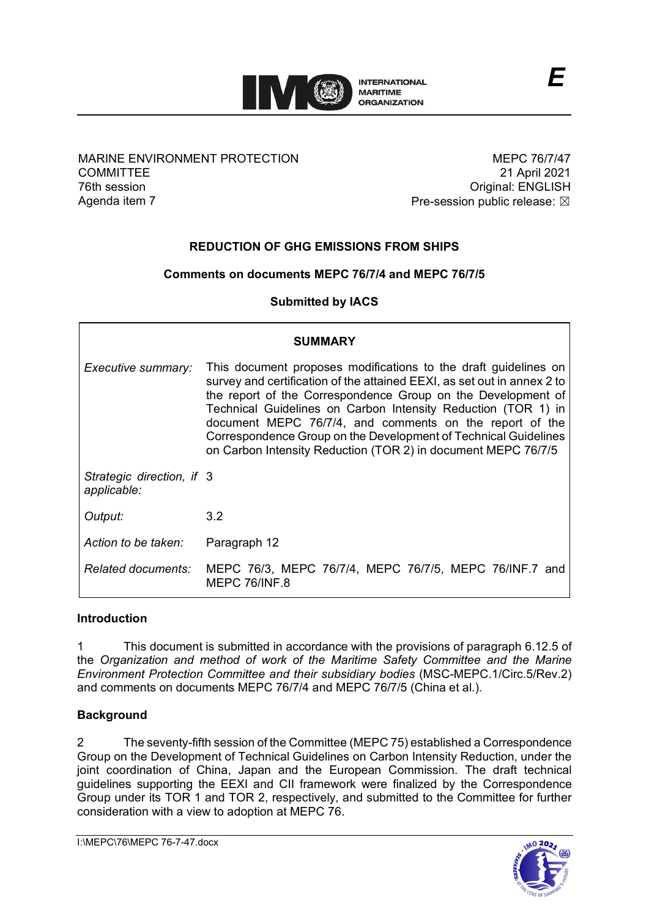E

MARINE ENVIRONMENT PROTECTION COMMITTEE
76th session
Agenda item 7

MEPC 76/7/47
21 April 2021
Original: ENGLISH
Pre-session public release: ☒

## REDUCTION OF GHG EMISSIONS FROM SHIPS

### Comments on documents MEPC 76/7/4 and MEPC 76/7/5

### Submitted by IACS

| SUMMARY | |
|---|---|
| *Executive summary:* | This document proposes modifications to the draft guidelines on survey and certification of the attained EEXI, as set out in annex 2 to the report of the Correspondence Group on the Development of Technical Guidelines on Carbon Intensity Reduction (TOR 1) in document MEPC 76/7/4, and comments on the report of the Correspondence Group on the Development of Technical Guidelines on Carbon Intensity Reduction (TOR 2) in document MEPC 76/7/5 |
| *Strategic direction, if applicable:* | 3 |
| *Output:* | 3.2 |
| *Action to be taken:* | Paragraph 12 |
| *Related documents:* | MEPC 76/3, MEPC 76/7/4, MEPC 76/7/5, MEPC 76/INF.7 and MEPC 76/INF.8 |

**Introduction**

1 This document is submitted in accordance with the provisions of paragraph 6.12.5 of the *Organization and method of work of the Maritime Safety Committee and the Marine Environment Protection Committee and their subsidiary bodies* (MSC-MEPC.1/Circ.5/Rev.2) and comments on documents MEPC 76/7/4 and MEPC 76/7/5 (China et al.).

**Background**

2 The seventy-fifth session of the Committee (MEPC 75) established a Correspondence Group on the Development of Technical Guidelines on Carbon Intensity Reduction, under the joint coordination of China, Japan and the European Commission. The draft technical guidelines supporting the EEXI and CII framework were finalized by the Correspondence Group under its TOR 1 and TOR 2, respectively, and submitted to the Committee for further consideration with a view to adoption at MEPC 76.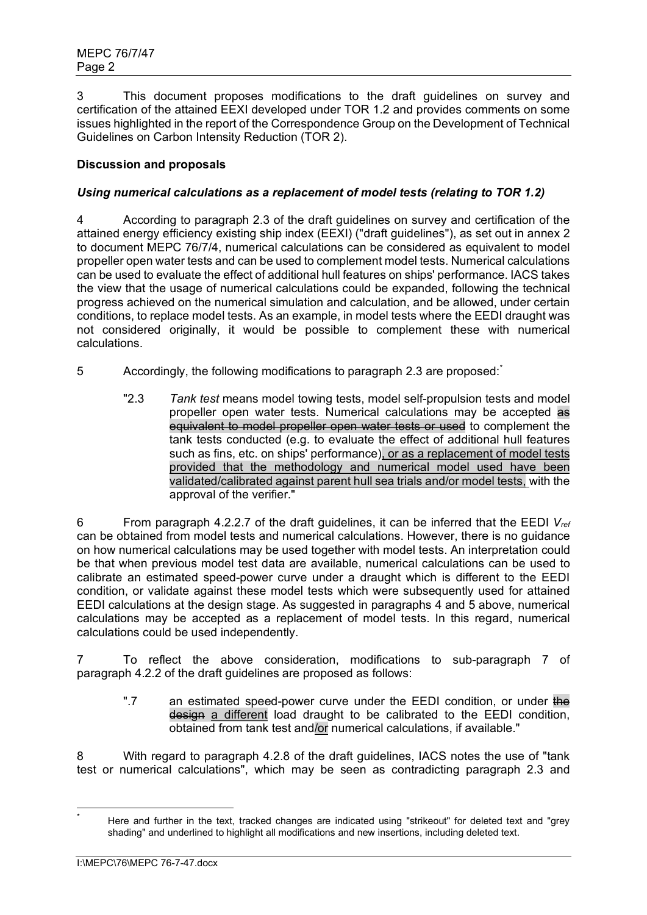3 This document proposes modifications to the draft guidelines on survey and certification of the attained EEXI developed under TOR 1.2 and provides comments on some issues highlighted in the report of the Correspondence Group on the Development of Technical Guidelines on Carbon Intensity Reduction (TOR 2).

**Discussion and proposals**

***Using numerical calculations as a replacement of model tests (relating to TOR 1.2)***

4 According to paragraph 2.3 of the draft guidelines on survey and certification of the attained energy efficiency existing ship index (EEXI) ("draft guidelines"), as set out in annex 2 to document MEPC 76/7/4, numerical calculations can be considered as equivalent to model propeller open water tests and can be used to complement model tests. Numerical calculations can be used to evaluate the effect of additional hull features on ships' performance. IACS takes the view that the usage of numerical calculations could be expanded, following the technical progress achieved on the numerical simulation and calculation, and be allowed, under certain conditions, to replace model tests. As an example, in model tests where the EEDI draught was not considered originally, it would be possible to complement these with numerical calculations.

5 Accordingly, the following modifications to paragraph 2.3 are proposed:*

> "2.3 *Tank test* means model towing tests, model self-propulsion tests and model propeller open water tests. Numerical calculations may be accepted ~~as equivalent to model propeller open water tests or used~~ to complement the tank tests conducted (e.g. to evaluate the effect of additional hull features such as fins, etc. on ships' performance)<u>, or as a replacement of model tests provided that the methodology and numerical model used have been validated/calibrated against parent hull sea trials and/or model tests,</u> with the approval of the verifier."

6 From paragraph 4.2.2.7 of the draft guidelines, it can be inferred that the EEDI $V_{ref}$ can be obtained from model tests and numerical calculations. However, there is no guidance on how numerical calculations may be used together with model tests. An interpretation could be that when previous model test data are available, numerical calculations can be used to calibrate an estimated speed-power curve under a draught which is different to the EEDI condition, or validate against these model tests which were subsequently used for attained EEDI calculations at the design stage. As suggested in paragraphs 4 and 5 above, numerical calculations may be accepted as a replacement of model tests. In this regard, numerical calculations could be used independently.

7 To reflect the above consideration, modifications to sub-paragraph 7 of paragraph 4.2.2 of the draft guidelines are proposed as follows:

> ".7 an estimated speed-power curve under the EEDI condition, or under ~~the design~~ <u>a different</u> load draught to be calibrated to the EEDI condition, obtained from tank test and<u>/or</u> numerical calculations, if available."

8 With regard to paragraph 4.2.8 of the draft guidelines, IACS notes the use of "tank test or numerical calculations", which may be seen as contradicting paragraph 2.3 and

---

\* Here and further in the text, tracked changes are indicated using "strikeout" for deleted text and "grey shading" and underlined to highlight all modifications and new insertions, including deleted text.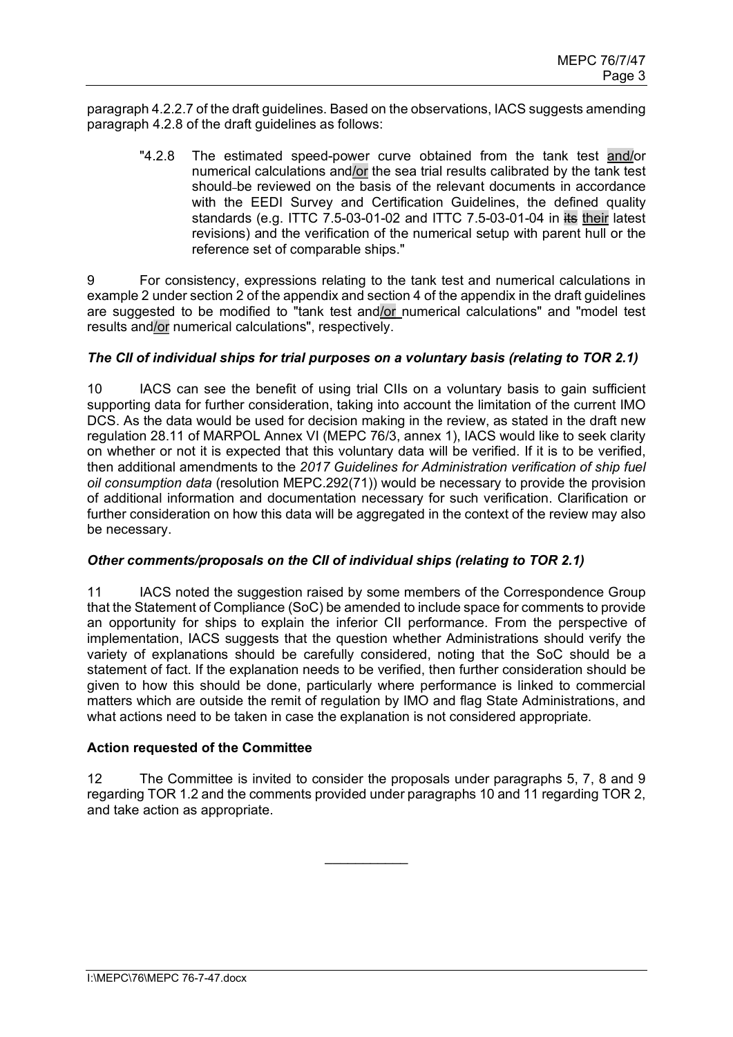paragraph 4.2.2.7 of the draft guidelines. Based on the observations, IACS suggests amending paragraph 4.2.8 of the draft guidelines as follows:

> "4.2.8 The estimated speed-power curve obtained from the tank test and/or numerical calculations and/or the sea trial results calibrated by the tank test should be reviewed on the basis of the relevant documents in accordance with the EEDI Survey and Certification Guidelines, the defined quality standards (e.g. ITTC 7.5-03-01-02 and ITTC 7.5-03-01-04 in ~~its~~ their latest revisions) and the verification of the numerical setup with parent hull or the reference set of comparable ships."

9 For consistency, expressions relating to the tank test and numerical calculations in example 2 under section 2 of the appendix and section 4 of the appendix in the draft guidelines are suggested to be modified to "tank test and/or numerical calculations" and "model test results and/or numerical calculations", respectively.

### *The CII of individual ships for trial purposes on a voluntary basis (relating to TOR 2.1)*

10 IACS can see the benefit of using trial CIIs on a voluntary basis to gain sufficient supporting data for further consideration, taking into account the limitation of the current IMO DCS. As the data would be used for decision making in the review, as stated in the draft new regulation 28.11 of MARPOL Annex VI (MEPC 76/3, annex 1), IACS would like to seek clarity on whether or not it is expected that this voluntary data will be verified. If it is to be verified, then additional amendments to the *2017 Guidelines for Administration verification of ship fuel oil consumption data* (resolution MEPC.292(71)) would be necessary to provide the provision of additional information and documentation necessary for such verification. Clarification or further consideration on how this data will be aggregated in the context of the review may also be necessary.

### *Other comments/proposals on the CII of individual ships (relating to TOR 2.1)*

11 IACS noted the suggestion raised by some members of the Correspondence Group that the Statement of Compliance (SoC) be amended to include space for comments to provide an opportunity for ships to explain the inferior CII performance. From the perspective of implementation, IACS suggests that the question whether Administrations should verify the variety of explanations should be carefully considered, noting that the SoC should be a statement of fact. If the explanation needs to be verified, then further consideration should be given to how this should be done, particularly where performance is linked to commercial matters which are outside the remit of regulation by IMO and flag State Administrations, and what actions need to be taken in case the explanation is not considered appropriate.

### **Action requested of the Committee**

12 The Committee is invited to consider the proposals under paragraphs 5, 7, 8 and 9 regarding TOR 1.2 and the comments provided under paragraphs 10 and 11 regarding TOR 2, and take action as appropriate.

___________